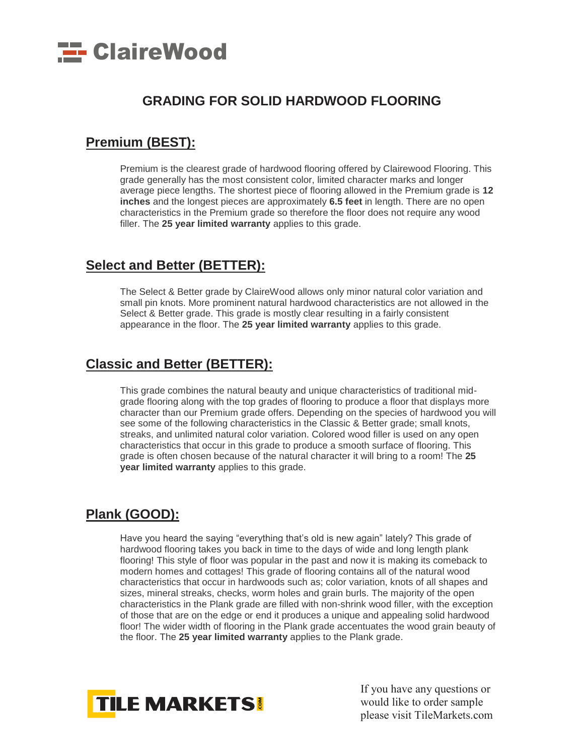ClaireWood

# GRADING FOR SOLID HARDWOOD FLOORING

## Premium (BEST):

Premium is the clearest grade of hardwood flooring offered by Clairewood Flooring. This grade generally has the most consistent color, limited character marks and longer average piece lengths. The shortest piece of flooring allowed in the Premium grade is **12 inches** and the longest pieces are approximately **6.5 feet** in length. There are no open characteristics in the Premium grade so therefore the floor does not require any wood filler. The **25 year limited warranty** applies to this grade.

## Select and Better (BETTER):

The Select & Better grade by ClaireWood allows only minor natural color variation and small pin knots. More prominent natural hardwood characteristics are not allowed in the Select & Better grade. This grade is mostly clear resulting in a fairly consistent appearance in the floor. The **25 year limited warranty** applies to this grade.

## Classic and Better (BETTER):

This grade combines the natural beauty and unique characteristics of traditional mid-grade flooring along with the top grades of flooring to produce a floor that displays more character than our Premium grade offers. Depending on the species of hardwood you will see some of the following characteristics in the Classic & Better grade; small knots, streaks, and unlimited natural color variation. Colored wood filler is used on any open characteristics that occur in this grade to produce a smooth surface of flooring. This grade is often chosen because of the natural character it will bring to a room! The **25 year limited warranty** applies to this grade.

## Plank (GOOD):

Have you heard the saying "everything that's old is new again" lately? This grade of hardwood flooring takes you back in time to the days of wide and long length plank flooring! This style of floor was popular in the past and now it is making its comeback to modern homes and cottages! This grade of flooring contains all of the natural wood characteristics that occur in hardwoods such as; color variation, knots of all shapes and sizes, mineral streaks, checks, worm holes and grain burls. The majority of the open characteristics in the Plank grade are filled with non-shrink wood filler, with the exception of those that are on the edge or end it produces a unique and appealing solid hardwood floor! The wider width of flooring in the Plank grade accentuates the wood grain beauty of the floor. The **25 year limited warranty** applies to the Plank grade.

TILE MARKETS.COM

If you have any questions or would like to order sample please visit TileMarkets.com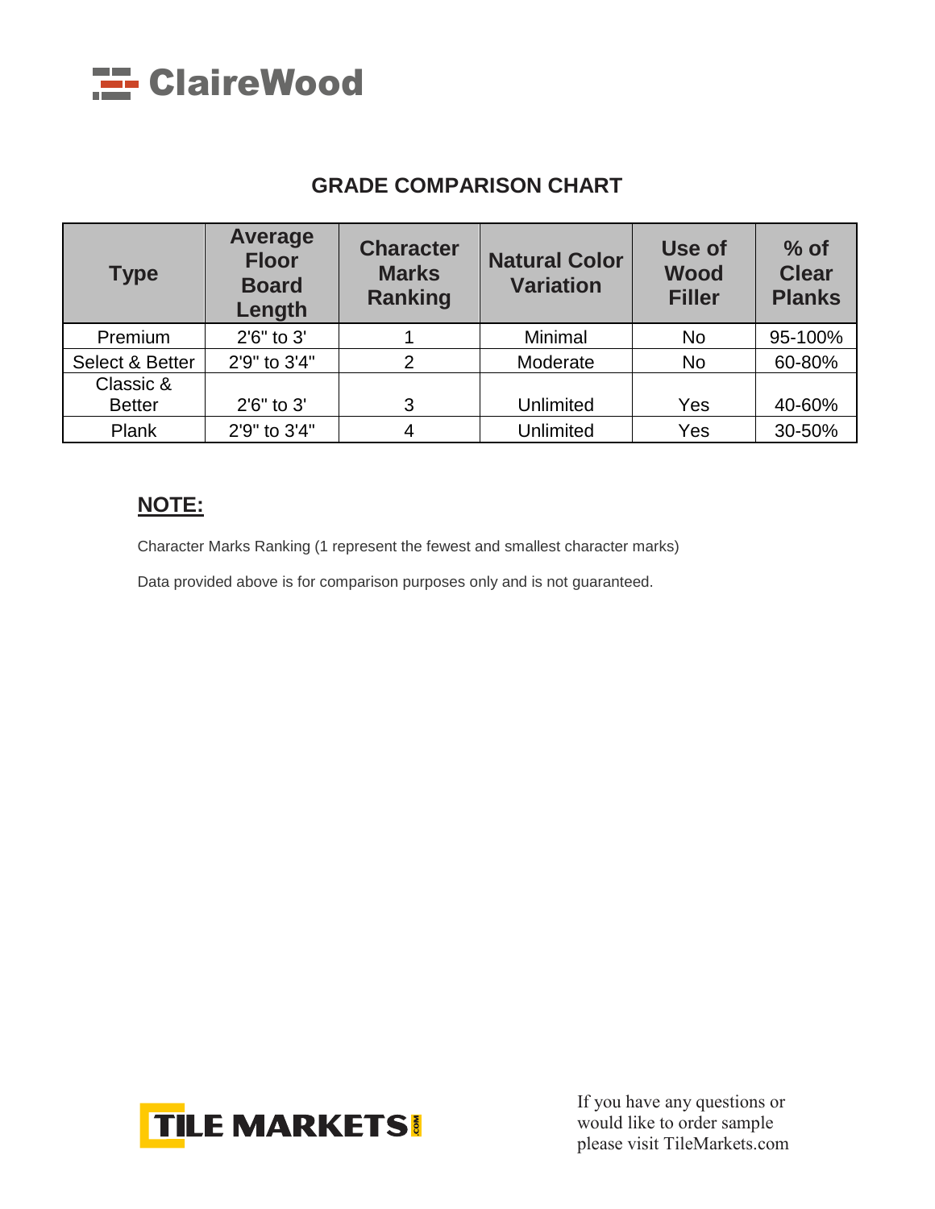ClaireWood

## GRADE COMPARISON CHART

| Type | Average Floor Board Length | Character Marks Ranking | Natural Color Variation | Use of Wood Filler | % of Clear Planks |
|---|---|---|---|---|---|
| Premium | 2'6" to 3' | 1 | Minimal | No | 95-100% |
| Select & Better | 2'9" to 3'4" | 2 | Moderate | No | 60-80% |
| Classic & Better | 2'6" to 3' | 3 | Unlimited | Yes | 40-60% |
| Plank | 2'9" to 3'4" | 4 | Unlimited | Yes | 30-50% |

**NOTE:**

Character Marks Ranking (1 represent the fewest and smallest character marks)

Data provided above is for comparison purposes only and is not guaranteed.

TILE MARKETS.COM

If you have any questions or would like to order sample please visit TileMarkets.com